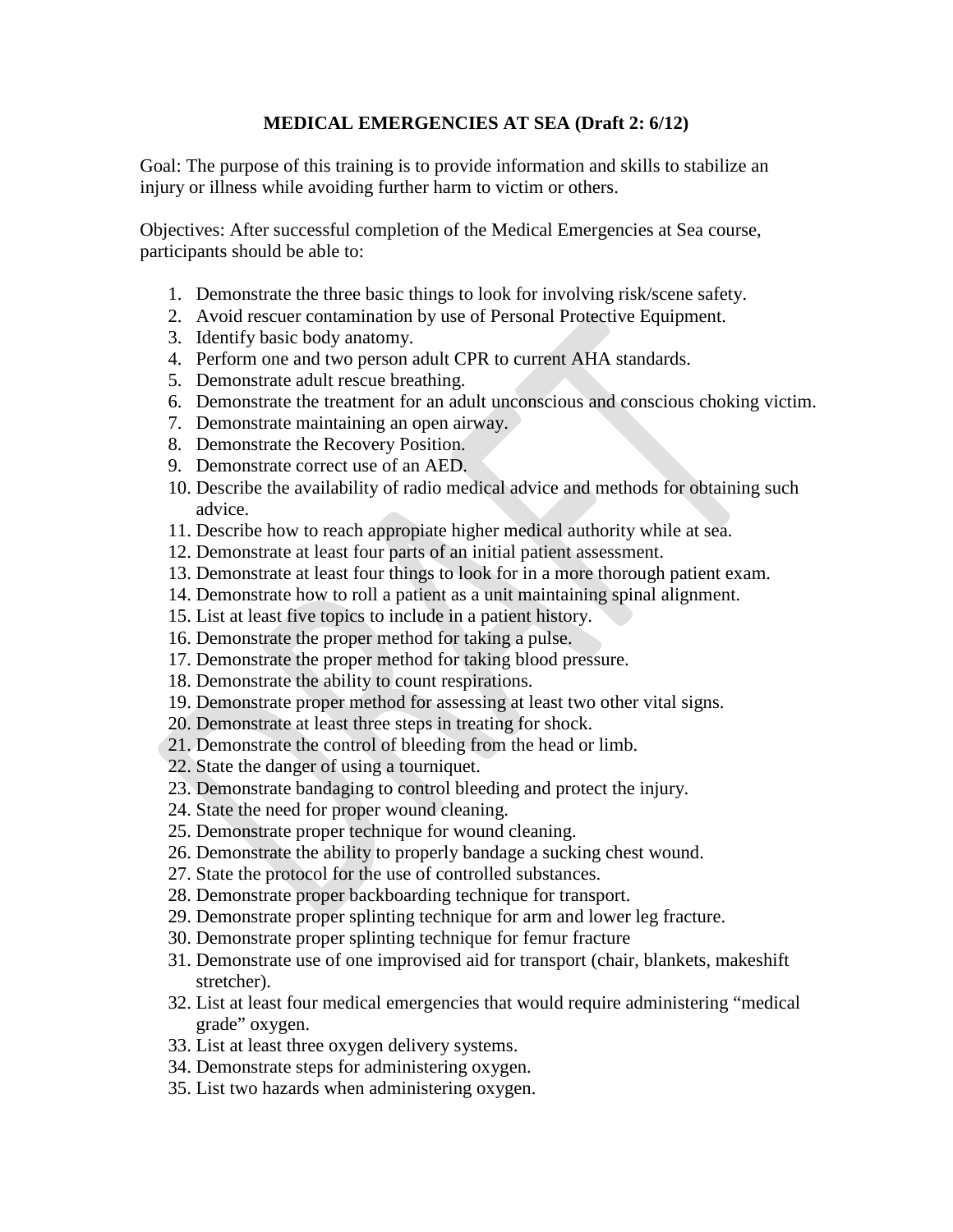# MEDICAL EMERGENCIES AT SEA (Draft 2: 6/12)

Goal: The purpose of this training is to provide information and skills to stabilize an injury or illness while avoiding further harm to victim or others.

Objectives: After successful completion of the Medical Emergencies at Sea course, participants should be able to:

1. Demonstrate the three basic things to look for involving risk/scene safety.
2. Avoid rescuer contamination by use of Personal Protective Equipment.
3. Identify basic body anatomy.
4. Perform one and two person adult CPR to current AHA standards.
5. Demonstrate adult rescue breathing.
6. Demonstrate the treatment for an adult unconscious and conscious choking victim.
7. Demonstrate maintaining an open airway.
8. Demonstrate the Recovery Position.
9. Demonstrate correct use of an AED.
10. Describe the availability of radio medical advice and methods for obtaining such advice.
11. Describe how to reach appropiate higher medical authority while at sea.
12. Demonstrate at least four parts of an initial patient assessment.
13. Demonstrate at least four things to look for in a more thorough patient exam.
14. Demonstrate how to roll a patient as a unit maintaining spinal alignment.
15. List at least five topics to include in a patient history.
16. Demonstrate the proper method for taking a pulse.
17. Demonstrate the proper method for taking blood pressure.
18. Demonstrate the ability to count respirations.
19. Demonstrate proper method for assessing at least two other vital signs.
20. Demonstrate at least three steps in treating for shock.
21. Demonstrate the control of bleeding from the head or limb.
22. State the danger of using a tourniquet.
23. Demonstrate bandaging to control bleeding and protect the injury.
24. State the need for proper wound cleaning.
25. Demonstrate proper technique for wound cleaning.
26. Demonstrate the ability to properly bandage a sucking chest wound.
27. State the protocol for the use of controlled substances.
28. Demonstrate proper backboarding technique for transport.
29. Demonstrate proper splinting technique for arm and lower leg fracture.
30. Demonstrate proper splinting technique for femur fracture
31. Demonstrate use of one improvised aid for transport (chair, blankets, makeshift stretcher).
32. List at least four medical emergencies that would require administering "medical grade" oxygen.
33. List at least three oxygen delivery systems.
34. Demonstrate steps for administering oxygen.
35. List two hazards when administering oxygen.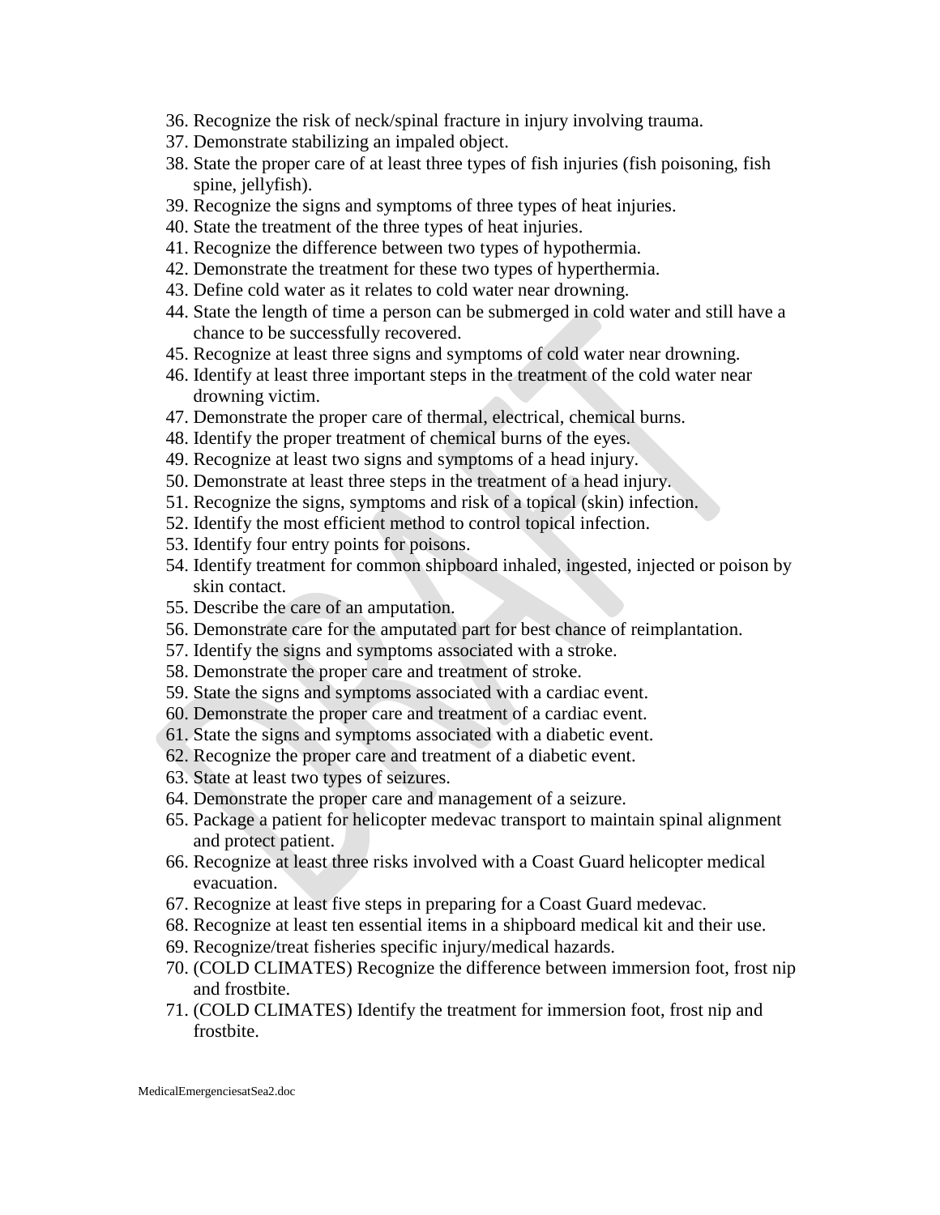36. Recognize the risk of neck/spinal fracture in injury involving trauma.
37. Demonstrate stabilizing an impaled object.
38. State the proper care of at least three types of fish injuries (fish poisoning, fish spine, jellyfish).
39. Recognize the signs and symptoms of three types of heat injuries.
40. State the treatment of the three types of heat injuries.
41. Recognize the difference between two types of hypothermia.
42. Demonstrate the treatment for these two types of hyperthermia.
43. Define cold water as it relates to cold water near drowning.
44. State the length of time a person can be submerged in cold water and still have a chance to be successfully recovered.
45. Recognize at least three signs and symptoms of cold water near drowning.
46. Identify at least three important steps in the treatment of the cold water near drowning victim.
47. Demonstrate the proper care of thermal, electrical, chemical burns.
48. Identify the proper treatment of chemical burns of the eyes.
49. Recognize at least two signs and symptoms of a head injury.
50. Demonstrate at least three steps in the treatment of a head injury.
51. Recognize the signs, symptoms and risk of a topical (skin) infection.
52. Identify the most efficient method to control topical infection.
53. Identify four entry points for poisons.
54. Identify treatment for common shipboard inhaled, ingested, injected or poison by skin contact.
55. Describe the care of an amputation.
56. Demonstrate care for the amputated part for best chance of reimplantation.
57. Identify the signs and symptoms associated with a stroke.
58. Demonstrate the proper care and treatment of stroke.
59. State the signs and symptoms associated with a cardiac event.
60. Demonstrate the proper care and treatment of a cardiac event.
61. State the signs and symptoms associated with a diabetic event.
62. Recognize the proper care and treatment of a diabetic event.
63. State at least two types of seizures.
64. Demonstrate the proper care and management of a seizure.
65. Package a patient for helicopter medevac transport to maintain spinal alignment and protect patient.
66. Recognize at least three risks involved with a Coast Guard helicopter medical evacuation.
67. Recognize at least five steps in preparing for a Coast Guard medevac.
68. Recognize at least ten essential items in a shipboard medical kit and their use.
69. Recognize/treat fisheries specific injury/medical hazards.
70. (COLD CLIMATES) Recognize the difference between immersion foot, frost nip and frostbite.
71. (COLD CLIMATES) Identify the treatment for immersion foot, frost nip and frostbite.